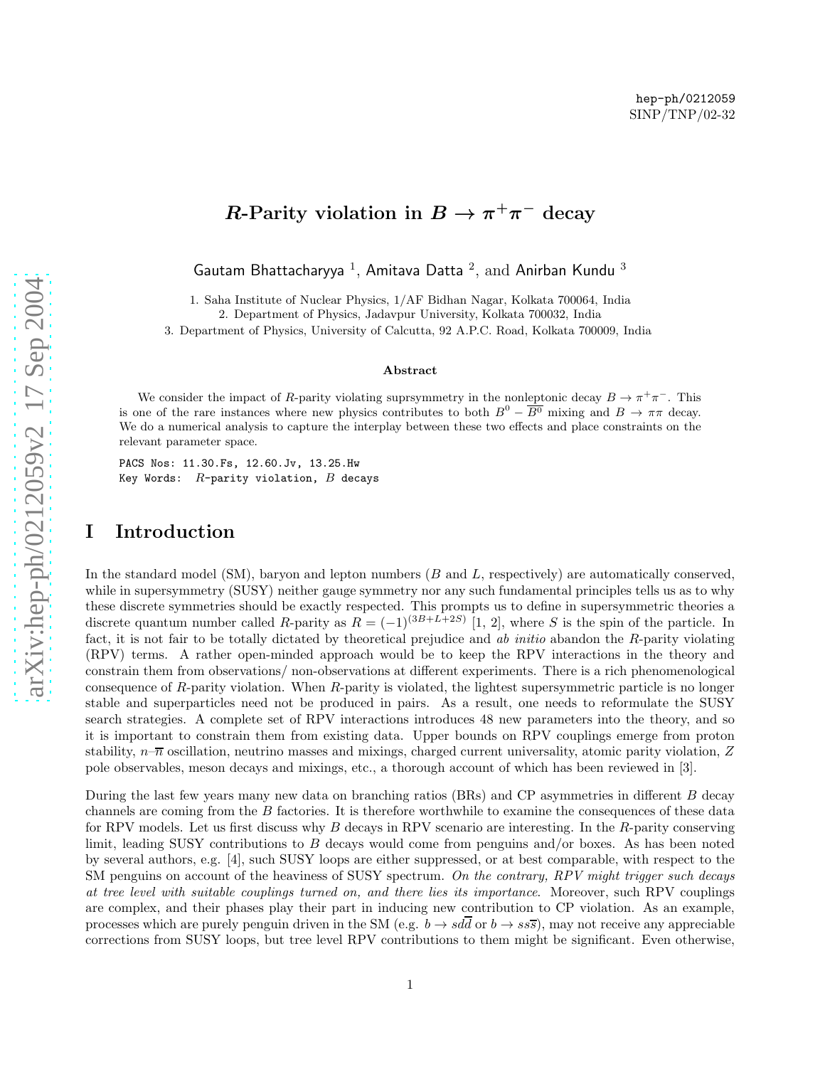hep-ph/0212059
SINP/TNP/02-32

# $R$-Parity violation in $B \to \pi^+\pi^-$ decay

Gautam Bhattacharyya [1], Amitava Datta [2], and Anirban Kundu [3]

1. Saha Institute of Nuclear Physics, 1/AF Bidhan Nagar, Kolkata 700064, India
2. Department of Physics, Jadavpur University, Kolkata 700032, India
3. Department of Physics, University of Calcutta, 92 A.P.C. Road, Kolkata 700009, India

### Abstract

We consider the impact of $R$-parity violating suprsymmetry in the nonleptonic decay $B \to \pi^+\pi^-$. This is one of the rare instances where new physics contributes to both $B^0 - \overline{B^0}$ mixing and $B \to \pi\pi$ decay. We do a numerical analysis to capture the interplay between these two effects and place constraints on the relevant parameter space.

PACS Nos: 11.30.Fs, 12.60.Jv, 13.25.Hw
Key Words: $R$-parity violation, $B$ decays

## I Introduction

In the standard model (SM), baryon and lepton numbers ($B$ and $L$, respectively) are automatically conserved, while in supersymmetry (SUSY) neither gauge symmetry nor any such fundamental principles tells us as to why these discrete symmetries should be exactly respected. This prompts us to define in supersymmetric theories a discrete quantum number called $R$-parity as $R = (-1)^{(3B+L+2S)}$ [1, 2], where $S$ is the spin of the particle. In fact, it is not fair to be totally dictated by theoretical prejudice and *ab initio* abandon the $R$-parity violating (RPV) terms. A rather open-minded approach would be to keep the RPV interactions in the theory and constrain them from observations/ non-observations at different experiments. There is a rich phenomenological consequence of $R$-parity violation. When $R$-parity is violated, the lightest supersymmetric particle is no longer stable and superparticles need not be produced in pairs. As a result, one needs to reformulate the SUSY search strategies. A complete set of RPV interactions introduces 48 new parameters into the theory, and so it is important to constrain them from existing data. Upper bounds on RPV couplings emerge from proton stability, $n$–$\overline{n}$ oscillation, neutrino masses and mixings, charged current universality, atomic parity violation, $Z$ pole observables, meson decays and mixings, etc., a thorough account of which has been reviewed in [3].

During the last few years many new data on branching ratios (BRs) and CP asymmetries in different $B$ decay channels are coming from the $B$ factories. It is therefore worthwhile to examine the consequences of these data for RPV models. Let us first discuss why $B$ decays in RPV scenario are interesting. In the $R$-parity conserving limit, leading SUSY contributions to $B$ decays would come from penguins and/or boxes. As has been noted by several authors, e.g. [4], such SUSY loops are either suppressed, or at best comparable, with respect to the SM penguins on account of the heaviness of SUSY spectrum. *On the contrary, RPV might trigger such decays at tree level with suitable couplings turned on, and there lies its importance.* Moreover, such RPV couplings are complex, and their phases play their part in inducing new contribution to CP violation. As an example, processes which are purely penguin driven in the SM (e.g. $b \to sd\overline{d}$ or $b \to ss\overline{s}$), may not receive any appreciable corrections from SUSY loops, but tree level RPV contributions to them might be significant. Even otherwise,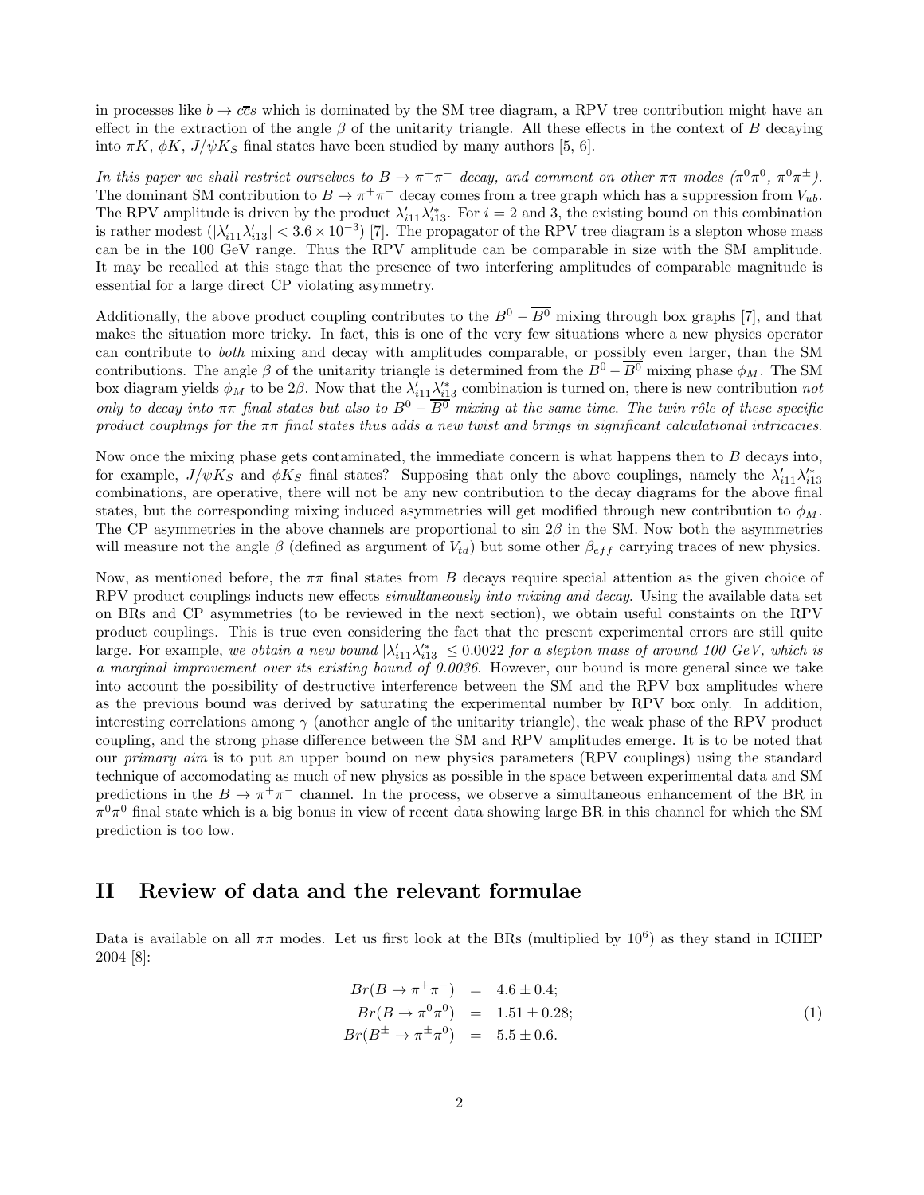in processes like $b \to c\bar{c}s$ which is dominated by the SM tree diagram, a RPV tree contribution might have an effect in the extraction of the angle $\beta$ of the unitarity triangle. All these effects in the context of $B$ decaying into $\pi K$, $\phi K$, $J/\psi K_S$ final states have been studied by many authors [5, 6].

*In this paper we shall restrict ourselves to $B \to \pi^+\pi^-$ decay, and comment on other $\pi\pi$ modes ($\pi^0\pi^0$, $\pi^0\pi^\pm$).* The dominant SM contribution to $B \to \pi^+\pi^-$ decay comes from a tree graph which has a suppression from $V_{ub}$. The RPV amplitude is driven by the product $\lambda'_{i11}\lambda'^*_{i13}$. For $i = 2$ and 3, the existing bound on this combination is rather modest ($|\lambda'_{i11}\lambda'_{i13}| < 3.6 \times 10^{-3}$) [7]. The propagator of the RPV tree diagram is a slepton whose mass can be in the 100 GeV range. Thus the RPV amplitude can be comparable in size with the SM amplitude. It may be recalled at this stage that the presence of two interfering amplitudes of comparable magnitude is essential for a large direct CP violating asymmetry.

Additionally, the above product coupling contributes to the $B^0 - \overline{B^0}$ mixing through box graphs [7], and that makes the situation more tricky. In fact, this is one of the very few situations where a new physics operator can contribute to *both* mixing and decay with amplitudes comparable, or possibly even larger, than the SM contributions. The angle $\beta$ of the unitarity triangle is determined from the $B^0 - \overline{B^0}$ mixing phase $\phi_M$. The SM box diagram yields $\phi_M$ to be $2\beta$. Now that the $\lambda'_{i11}\lambda'^*_{i13}$ combination is turned on, there is new contribution *not only to decay into $\pi\pi$ final states but also to $B^0 - \overline{B^0}$ mixing at the same time. The twin rôle of these specific product couplings for the $\pi\pi$ final states thus adds a new twist and brings in significant calculational intricacies.*

Now once the mixing phase gets contaminated, the immediate concern is what happens then to $B$ decays into, for example, $J/\psi K_S$ and $\phi K_S$ final states? Supposing that only the above couplings, namely the $\lambda'_{i11}\lambda'^*_{i13}$ combinations, are operative, there will not be any new contribution to the decay diagrams for the above final states, but the corresponding mixing induced asymmetries will get modified through new contribution to $\phi_M$. The CP asymmetries in the above channels are proportional to $\sin 2\beta$ in the SM. Now both the asymmetries will measure not the angle $\beta$ (defined as argument of $V_{td}$) but some other $\beta_{eff}$ carrying traces of new physics.

Now, as mentioned before, the $\pi\pi$ final states from $B$ decays require special attention as the given choice of RPV product couplings inducts new effects *simultaneously into mixing and decay*. Using the available data set on BRs and CP asymmetries (to be reviewed in the next section), we obtain useful constaints on the RPV product couplings. This is true even considering the fact that the present experimental errors are still quite large. For example, *we obtain a new bound $|\lambda'_{i11}\lambda'^*_{i13}| \leq 0.0022$ for a slepton mass of around 100 GeV, which is a marginal improvement over its existing bound of 0.0036.* However, our bound is more general since we take into account the possibility of destructive interference between the SM and the RPV box amplitudes where as the previous bound was derived by saturating the experimental number by RPV box only. In addition, interesting correlations among $\gamma$ (another angle of the unitarity triangle), the weak phase of the RPV product coupling, and the strong phase difference between the SM and RPV amplitudes emerge. It is to be noted that our *primary aim* is to put an upper bound on new physics parameters (RPV couplings) using the standard technique of accomodating as much of new physics as possible in the space between experimental data and SM predictions in the $B \to \pi^+\pi^-$ channel. In the process, we observe a simultaneous enhancement of the BR in $\pi^0\pi^0$ final state which is a big bonus in view of recent data showing large BR in this channel for which the SM prediction is too low.

## II Review of data and the relevant formulae

Data is available on all $\pi\pi$ modes. Let us first look at the BRs (multiplied by $10^6$) as they stand in ICHEP 2004 [8]:

$$
\begin{aligned}
Br(B \to \pi^+\pi^-) &= 4.6 \pm 0.4; \\
Br(B \to \pi^0\pi^0) &= 1.51 \pm 0.28; \\
Br(B^\pm \to \pi^\pm\pi^0) &= 5.5 \pm 0.6.
\end{aligned}
\tag{1}
$$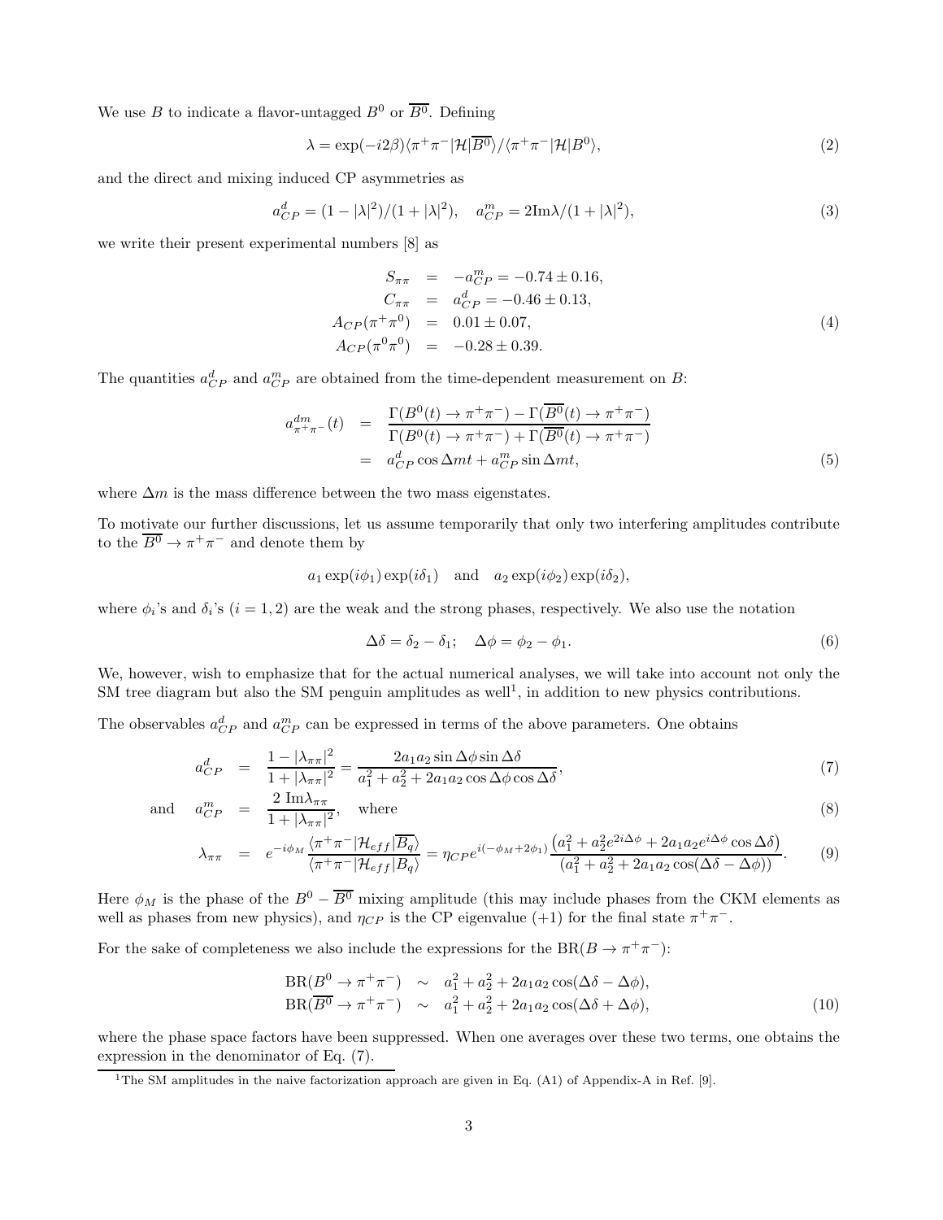We use $B$ to indicate a flavor-untagged $B^0$ or $\overline{B^0}$. Defining

$$\lambda = \exp(-i2\beta)\langle \pi^+\pi^-|\mathcal{H}|\overline{B^0}\rangle / \langle \pi^+\pi^-|\mathcal{H}|B^0\rangle, \tag{2}$$

and the direct and mixing induced CP asymmetries as

$$a^d_{CP} = (1-|\lambda|^2)/(1+|\lambda|^2), \quad a^m_{CP} = 2\text{Im}\lambda/(1+|\lambda|^2), \tag{3}$$

we write their present experimental numbers [8] as

$$\begin{aligned}
S_{\pi\pi} &= -a^m_{CP} = -0.74 \pm 0.16, \\
C_{\pi\pi} &= a^d_{CP} = -0.46 \pm 0.13, \\
A_{CP}(\pi^+\pi^0) &= 0.01 \pm 0.07, \\
A_{CP}(\pi^0\pi^0) &= -0.28 \pm 0.39.
\end{aligned} \tag{4}$$

The quantities $a^d_{CP}$ and $a^m_{CP}$ are obtained from the time-dependent measurement on $B$:

$$\begin{aligned}
a^{dm}_{\pi^+\pi^-}(t) &= \frac{\Gamma(B^0(t)\to\pi^+\pi^-) - \Gamma(\overline{B^0}(t)\to\pi^+\pi^-)}{\Gamma(B^0(t)\to\pi^+\pi^-) + \Gamma(\overline{B^0}(t)\to\pi^+\pi^-)} \\
&= a^d_{CP}\cos\Delta m t + a^m_{CP}\sin\Delta m t,
\end{aligned} \tag{5}$$

where $\Delta m$ is the mass difference between the two mass eigenstates.

To motivate our further discussions, let us assume temporarily that only two interfering amplitudes contribute to the $\overline{B^0}\to\pi^+\pi^-$ and denote them by

$$a_1\exp(i\phi_1)\exp(i\delta_1) \quad \text{and} \quad a_2\exp(i\phi_2)\exp(i\delta_2),$$

where $\phi_i$'s and $\delta_i$'s ($i=1,2$) are the weak and the strong phases, respectively. We also use the notation

$$\Delta\delta = \delta_2 - \delta_1; \quad \Delta\phi = \phi_2 - \phi_1. \tag{6}$$

We, however, wish to emphasize that for the actual numerical analyses, we will take into account not only the SM tree diagram but also the SM penguin amplitudes as well[1], in addition to new physics contributions.

The observables $a^d_{CP}$ and $a^m_{CP}$ can be expressed in terms of the above parameters. One obtains

$$a^d_{CP} = \frac{1-|\lambda_{\pi\pi}|^2}{1+|\lambda_{\pi\pi}|^2} = \frac{2a_1a_2\sin\Delta\phi\sin\Delta\delta}{a_1^2+a_2^2+2a_1a_2\cos\Delta\phi\cos\Delta\delta}, \tag{7}$$

$$\text{and} \quad a^m_{CP} = \frac{2\ \text{Im}\lambda_{\pi\pi}}{1+|\lambda_{\pi\pi}|^2}, \quad \text{where} \tag{8}$$

$$\lambda_{\pi\pi} = e^{-i\phi_M}\frac{\langle\pi^+\pi^-|\mathcal{H}_{eff}|\overline{B_q}\rangle}{\langle\pi^+\pi^-|\mathcal{H}_{eff}|B_q\rangle} = \eta_{CP}e^{i(-\phi_M+2\phi_1)}\frac{\left(a_1^2+a_2^2e^{2i\Delta\phi}+2a_1a_2e^{i\Delta\phi}\cos\Delta\delta\right)}{(a_1^2+a_2^2+2a_1a_2\cos(\Delta\delta-\Delta\phi))}. \tag{9}$$

Here $\phi_M$ is the phase of the $B^0-\overline{B^0}$ mixing amplitude (this may include phases from the CKM elements as well as phases from new physics), and $\eta_{CP}$ is the CP eigenvalue (+1) for the final state $\pi^+\pi^-$.

For the sake of completeness we also include the expressions for the $\text{BR}(B\to\pi^+\pi^-)$:

$$\begin{aligned}
\text{BR}(B^0\to\pi^+\pi^-) &\sim a_1^2+a_2^2+2a_1a_2\cos(\Delta\delta-\Delta\phi), \\
\text{BR}(\overline{B^0}\to\pi^+\pi^-) &\sim a_1^2+a_2^2+2a_1a_2\cos(\Delta\delta+\Delta\phi),
\end{aligned} \tag{10}$$

where the phase space factors have been suppressed. When one averages over these two terms, one obtains the expression in the denominator of Eq. (7).

[1] The SM amplitudes in the naive factorization approach are given in Eq. (A1) of Appendix-A in Ref. [9].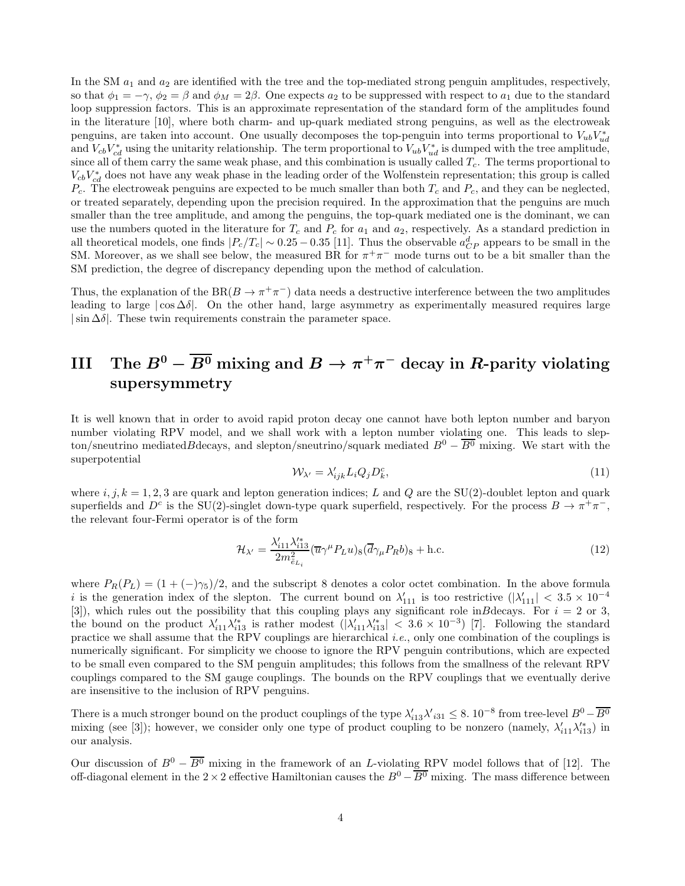In the SM $a_1$ and $a_2$ are identified with the tree and the top-mediated strong penguin amplitudes, respectively, so that $\phi_1 = -\gamma$, $\phi_2 = \beta$ and $\phi_M = 2\beta$. One expects $a_2$ to be suppressed with respect to $a_1$ due to the standard loop suppression factors. This is an approximate representation of the standard form of the amplitudes found in the literature [10], where both charm- and up-quark mediated strong penguins, as well as the electroweak penguins, are taken into account. One usually decomposes the top-penguin into terms proportional to $V_{ub}V_{ud}^*$ and $V_{cb}V_{cd}^*$ using the unitarity relationship. The term proportional to $V_{ub}V_{ud}^*$ is dumped with the tree amplitude, since all of them carry the same weak phase, and this combination is usually called $T_c$. The terms proportional to $V_{cb}V_{cd}^*$ does not have any weak phase in the leading order of the Wolfenstein representation; this group is called $P_c$. The electroweak penguins are expected to be much smaller than both $T_c$ and $P_c$, and they can be neglected, or treated separately, depending upon the precision required. In the approximation that the penguins are much smaller than the tree amplitude, and among the penguins, the top-quark mediated one is the dominant, we can use the numbers quoted in the literature for $T_c$ and $P_c$ for $a_1$ and $a_2$, respectively. As a standard prediction in all theoretical models, one finds $|P_c/T_c| \sim 0.25 - 0.35$ [11]. Thus the observable $a_{CP}^d$ appears to be small in the SM. Moreover, as we shall see below, the measured BR for $\pi^+\pi^-$ mode turns out to be a bit smaller than the SM prediction, the degree of discrepancy depending upon the method of calculation.

Thus, the explanation of the BR($B \to \pi^+\pi^-$) data needs a destructive interference between the two amplitudes leading to large $|\cos\Delta\delta|$. On the other hand, large asymmetry as experimentally measured requires large $|\sin\Delta\delta|$. These twin requirements constrain the parameter space.

# III The $B^0 - \overline{B^0}$ mixing and $B \to \pi^+\pi^-$ decay in $R$-parity violating supersymmetry

It is well known that in order to avoid rapid proton decay one cannot have both lepton number and baryon number violating RPV model, and we shall work with a lepton number violating one. This leads to slepton/sneutrino mediated$B$decays, and slepton/sneutrino/squark mediated $B^0 - \overline{B^0}$ mixing. We start with the superpotential

$$\mathcal{W}_{\lambda'} = \lambda'_{ijk} L_i Q_j D_k^c, \tag{11}$$

where $i,j,k = 1,2,3$ are quark and lepton generation indices; $L$ and $Q$ are the SU(2)-doublet lepton and quark superfields and $D^c$ is the SU(2)-singlet down-type quark superfield, respectively. For the process $B \to \pi^+\pi^-$, the relevant four-Fermi operator is of the form

$$\mathcal{H}_{\lambda'} = \frac{\lambda'_{i11}\lambda'^*_{i13}}{2m^2_{\tilde{e}_{L_i}}} (\overline{u}\gamma^\mu P_L u)_8 (\overline{d}\gamma_\mu P_R b)_8 + \text{h.c.} \tag{12}$$

where $P_R(P_L) = (1 + (-)\gamma_5)/2$, and the subscript 8 denotes a color octet combination. In the above formula $i$ is the generation index of the slepton. The current bound on $\lambda'_{111}$ is too restrictive ($|\lambda'_{111}| < 3.5 \times 10^{-4}$ [3]), which rules out the possibility that this coupling plays any significant role in$B$decays. For $i = 2$ or 3, the bound on the product $\lambda'_{i11}\lambda'^*_{i13}$ is rather modest ($|\lambda'_{i11}\lambda'^*_{i13}| < 3.6 \times 10^{-3}$) [7]. Following the standard practice we shall assume that the RPV couplings are hierarchical *i.e.*, only one combination of the couplings is numerically significant. For simplicity we choose to ignore the RPV penguin contributions, which are expected to be small even compared to the SM penguin amplitudes; this follows from the smallness of the relevant RPV couplings compared to the SM gauge couplings. The bounds on the RPV couplings that we eventually derive are insensitive to the inclusion of RPV penguins.

There is a much stronger bound on the product couplings of the type $\lambda'_{i13}\lambda'_{i31} \leq 8.\ 10^{-8}$ from tree-level $B^0 - \overline{B^0}$ mixing (see [3]); however, we consider only one type of product coupling to be nonzero (namely, $\lambda'_{i11}\lambda'^*_{i13}$) in our analysis.

Our discussion of $B^0 - \overline{B^0}$ mixing in the framework of an $L$-violating RPV model follows that of [12]. The off-diagonal element in the $2 \times 2$ effective Hamiltonian causes the $B^0 - \overline{B^0}$ mixing. The mass difference between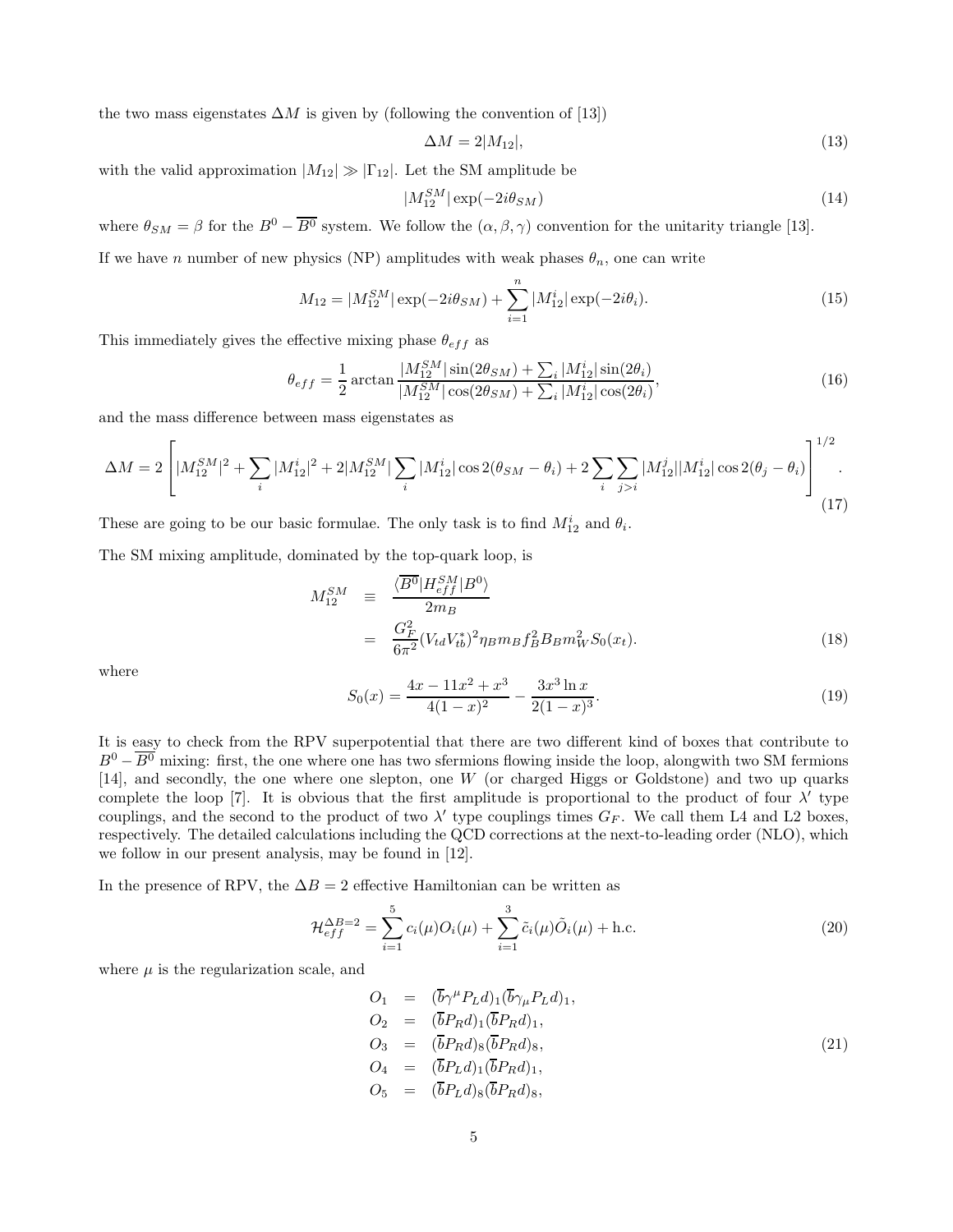the two mass eigenstates $\Delta M$ is given by (following the convention of [13])

$$\Delta M = 2|M_{12}|, \tag{13}$$

with the valid approximation $|M_{12}| \gg |\Gamma_{12}|$. Let the SM amplitude be

$$|M_{12}^{SM}| \exp(-2i\theta_{SM}) \tag{14}$$

where $\theta_{SM} = \beta$ for the $B^0 - \overline{B^0}$ system. We follow the $(\alpha, \beta, \gamma)$ convention for the unitarity triangle [13].

If we have $n$ number of new physics (NP) amplitudes with weak phases $\theta_n$, one can write

$$M_{12} = |M_{12}^{SM}| \exp(-2i\theta_{SM}) + \sum_{i=1}^{n} |M_{12}^i| \exp(-2i\theta_i). \tag{15}$$

This immediately gives the effective mixing phase $\theta_{eff}$ as

$$\theta_{eff} = \frac{1}{2} \arctan \frac{|M_{12}^{SM}| \sin(2\theta_{SM}) + \sum_i |M_{12}^i| \sin(2\theta_i)}{|M_{12}^{SM}| \cos(2\theta_{SM}) + \sum_i |M_{12}^i| \cos(2\theta_i)}, \tag{16}$$

and the mass difference between mass eigenstates as

$$\Delta M = 2\left[|M_{12}^{SM}|^2 + \sum_i |M_{12}^i|^2 + 2|M_{12}^{SM}| \sum_i |M_{12}^i| \cos 2(\theta_{SM} - \theta_i) + 2\sum_i \sum_{j>i} |M_{12}^j||M_{12}^i| \cos 2(\theta_j - \theta_i)\right]^{1/2}. \tag{17}$$

These are going to be our basic formulae. The only task is to find $M_{12}^i$ and $\theta_i$.

The SM mixing amplitude, dominated by the top-quark loop, is

$$\begin{aligned} M_{12}^{SM} &\equiv \frac{\langle \overline{B^0} | H_{eff}^{SM} | B^0 \rangle}{2m_B} \\ &= \frac{G_F^2}{6\pi^2} (V_{td} V_{tb}^*)^2 \eta_B m_B f_B^2 B_B m_W^2 S_0(x_t). \end{aligned} \tag{18}$$

where

$$S_0(x) = \frac{4x - 11x^2 + x^3}{4(1-x)^2} - \frac{3x^3 \ln x}{2(1-x)^3}. \tag{19}$$

It is easy to check from the RPV superpotential that there are two different kind of boxes that contribute to $B^0 - \overline{B^0}$ mixing: first, the one where one has two sfermions flowing inside the loop, alongwith two SM fermions [14], and secondly, the one where one slepton, one $W$ (or charged Higgs or Goldstone) and two up quarks complete the loop [7]. It is obvious that the first amplitude is proportional to the product of four $\lambda'$ type couplings, and the second to the product of two $\lambda'$ type couplings times $G_F$. We call them L4 and L2 boxes, respectively. The detailed calculations including the QCD corrections at the next-to-leading order (NLO), which we follow in our present analysis, may be found in [12].

In the presence of RPV, the $\Delta B = 2$ effective Hamiltonian can be written as

$$\mathcal{H}_{eff}^{\Delta B=2} = \sum_{i=1}^{5} c_i(\mu) O_i(\mu) + \sum_{i=1}^{3} \tilde{c}_i(\mu) \tilde{O}_i(\mu) + \text{h.c.} \tag{20}$$

where $\mu$ is the regularization scale, and

$$\begin{aligned} O_1 &= (\overline{b}\gamma^\mu P_L d)_1 (\overline{b}\gamma_\mu P_L d)_1, \\ O_2 &= (\overline{b} P_R d)_1 (\overline{b} P_R d)_1, \\ O_3 &= (\overline{b} P_R d)_8 (\overline{b} P_R d)_8, \\ O_4 &= (\overline{b} P_L d)_1 (\overline{b} P_R d)_1, \\ O_5 &= (\overline{b} P_L d)_8 (\overline{b} P_R d)_8, \end{aligned} \tag{21}$$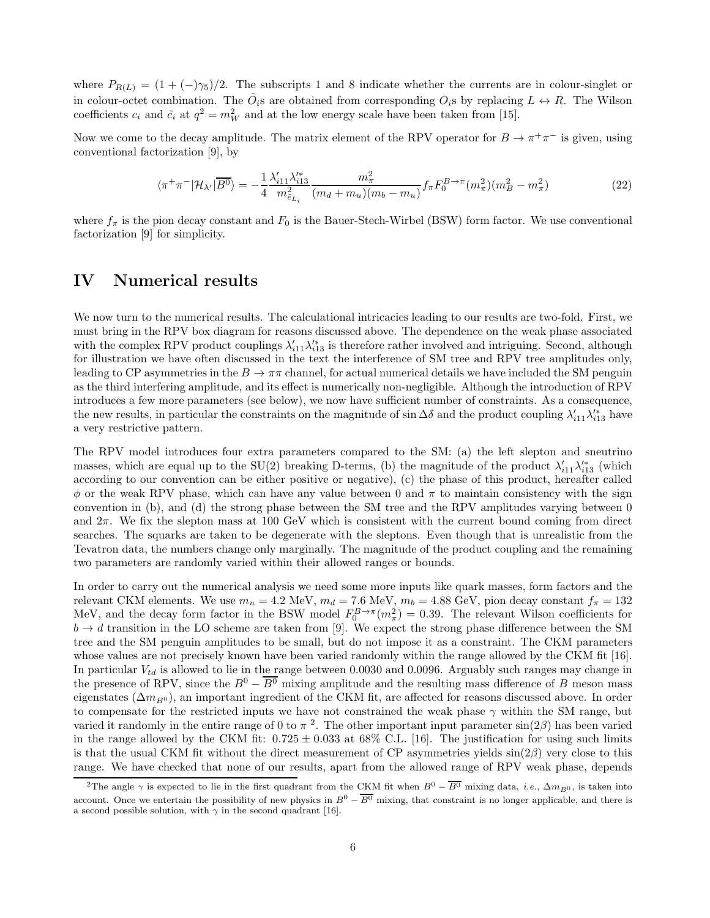where $P_{R(L)} = (1 + (-)\gamma_5)/2$. The subscripts 1 and 8 indicate whether the currents are in colour-singlet or in colour-octet combination. The $\tilde{O}_i$s are obtained from corresponding $O_i$s by replacing $L \leftrightarrow R$. The Wilson coefficients $c_i$ and $\tilde{c}_i$ at $q^2 = m_W^2$ and at the low energy scale have been taken from [15].

Now we come to the decay amplitude. The matrix element of the RPV operator for $B \to \pi^+\pi^-$ is given, using conventional factorization [9], by

$$\langle \pi^+\pi^- | \mathcal{H}_{\lambda'} | \overline{B^0} \rangle = -\frac{1}{4} \frac{\lambda'_{i11}\lambda'^*_{i13}}{m^2_{\tilde{e}_{L_i}}} \frac{m_\pi^2}{(m_d + m_u)(m_b - m_u)} f_\pi F_0^{B\to\pi}(m_\pi^2)(m_B^2 - m_\pi^2) \tag{22}$$

where $f_\pi$ is the pion decay constant and $F_0$ is the Bauer-Stech-Wirbel (BSW) form factor. We use conventional factorization [9] for simplicity.

## IV Numerical results

We now turn to the numerical results. The calculational intricacies leading to our results are two-fold. First, we must bring in the RPV box diagram for reasons discussed above. The dependence on the weak phase associated with the complex RPV product couplings $\lambda'_{i11}\lambda'^*_{i13}$ is therefore rather involved and intriguing. Second, although for illustration we have often discussed in the text the interference of SM tree and RPV tree amplitudes only, leading to CP asymmetries in the $B \to \pi\pi$ channel, for actual numerical details we have included the SM penguin as the third interfering amplitude, and its effect is numerically non-negligible. Although the introduction of RPV introduces a few more parameters (see below), we now have sufficient number of constraints. As a consequence, the new results, in particular the constraints on the magnitude of $\sin\Delta\delta$ and the product coupling $\lambda'_{i11}\lambda'^*_{i13}$ have a very restrictive pattern.

The RPV model introduces four extra parameters compared to the SM: (a) the left slepton and sneutrino masses, which are equal up to the SU(2) breaking D-terms, (b) the magnitude of the product $\lambda'_{i11}\lambda'^*_{i13}$ (which according to our convention can be either positive or negative), (c) the phase of this product, hereafter called $\phi$ or the weak RPV phase, which can have any value between 0 and $\pi$ to maintain consistency with the sign convention in (b), and (d) the strong phase between the SM tree and the RPV amplitudes varying between 0 and $2\pi$. We fix the slepton mass at 100 GeV which is consistent with the current bound coming from direct searches. The squarks are taken to be degenerate with the sleptons. Even though that is unrealistic from the Tevatron data, the numbers change only marginally. The magnitude of the product coupling and the remaining two parameters are randomly varied within their allowed ranges or bounds.

In order to carry out the numerical analysis we need some more inputs like quark masses, form factors and the relevant CKM elements. We use $m_u = 4.2$ MeV, $m_d = 7.6$ MeV, $m_b = 4.88$ GeV, pion decay constant $f_\pi = 132$ MeV, and the decay form factor in the BSW model $F_0^{B\to\pi}(m_\pi^2) = 0.39$. The relevant Wilson coefficients for $b \to d$ transition in the LO scheme are taken from [9]. We expect the strong phase difference between the SM tree and the SM penguin amplitudes to be small, but do not impose it as a constraint. The CKM parameters whose values are not precisely known have been varied randomly within the range allowed by the CKM fit [16]. In particular $V_{td}$ is allowed to lie in the range between 0.0030 and 0.0096. Arguably such ranges may change in the presence of RPV, since the $B^0 - \overline{B^0}$ mixing amplitude and the resulting mass difference of $B$ meson mass eigenstates ($\Delta m_{B^0}$), an important ingredient of the CKM fit, are affected for reasons discussed above. In order to compensate for the restricted inputs we have not constrained the weak phase $\gamma$ within the SM range, but varied it randomly in the entire range of 0 to $\pi$ [2]. The other important input parameter $\sin(2\beta)$ has been varied in the range allowed by the CKM fit: $0.725 \pm 0.033$ at 68% C.L. [16]. The justification for using such limits is that the usual CKM fit without the direct measurement of CP asymmetries yields $\sin(2\beta)$ very close to this range. We have checked that none of our results, apart from the allowed range of RPV weak phase, depends

[2] The angle $\gamma$ is expected to lie in the first quadrant from the CKM fit when $B^0 - \overline{B^0}$ mixing data, *i.e.*, $\Delta m_{B^0}$, is taken into account. Once we entertain the possibility of new physics in $B^0 - \overline{B^0}$ mixing, that constraint is no longer applicable, and there is a second possible solution, with $\gamma$ in the second quadrant [16].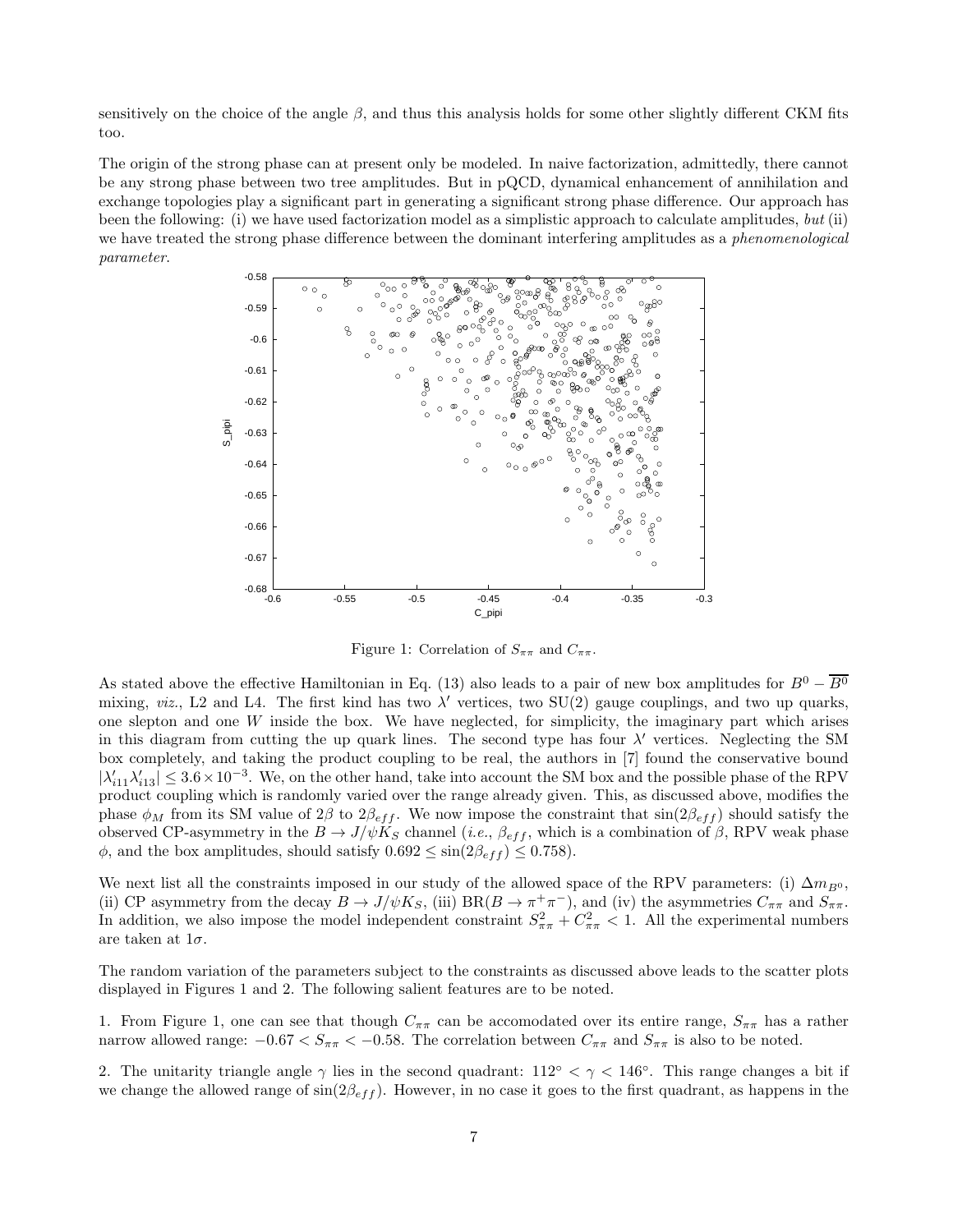sensitively on the choice of the angle $\beta$, and thus this analysis holds for some other slightly different CKM fits too.

The origin of the strong phase can at present only be modeled. In naive factorization, admittedly, there cannot be any strong phase between two tree amplitudes. But in pQCD, dynamical enhancement of annihilation and exchange topologies play a significant part in generating a significant strong phase difference. Our approach has been the following: (i) we have used factorization model as a simplistic approach to calculate amplitudes, *but* (ii) we have treated the strong phase difference between the dominant interfering amplitudes as a *phenomenological parameter*.

Figure 1: Correlation of $S_{\pi\pi}$ and $C_{\pi\pi}$.

As stated above the effective Hamiltonian in Eq. (13) also leads to a pair of new box amplitudes for $B^0 - \overline{B^0}$ mixing, *viz.*, L2 and L4. The first kind has two $\lambda'$ vertices, two SU(2) gauge couplings, and two up quarks, one slepton and one $W$ inside the box. We have neglected, for simplicity, the imaginary part which arises in this diagram from cutting the up quark lines. The second type has four $\lambda'$ vertices. Neglecting the SM box completely, and taking the product coupling to be real, the authors in [7] found the conservative bound $|\lambda'_{i11}\lambda'_{i13}| \leq 3.6 \times 10^{-3}$. We, on the other hand, take into account the SM box and the possible phase of the RPV product coupling which is randomly varied over the range already given. This, as discussed above, modifies the phase $\phi_M$ from its SM value of $2\beta$ to $2\beta_{eff}$. We now impose the constraint that $\sin(2\beta_{eff})$ should satisfy the observed CP-asymmetry in the $B \to J/\psi K_S$ channel (*i.e.*, $\beta_{eff}$, which is a combination of $\beta$, RPV weak phase $\phi$, and the box amplitudes, should satisfy $0.692 \leq \sin(2\beta_{eff}) \leq 0.758$).

We next list all the constraints imposed in our study of the allowed space of the RPV parameters: (i) $\Delta m_{B^0}$, (ii) CP asymmetry from the decay $B \to J/\psi K_S$, (iii) BR($B \to \pi^+\pi^-$), and (iv) the asymmetries $C_{\pi\pi}$ and $S_{\pi\pi}$. In addition, we also impose the model independent constraint $S_{\pi\pi}^2 + C_{\pi\pi}^2 < 1$. All the experimental numbers are taken at $1\sigma$.

The random variation of the parameters subject to the constraints as discussed above leads to the scatter plots displayed in Figures 1 and 2. The following salient features are to be noted.

1. From Figure 1, one can see that though $C_{\pi\pi}$ can be accomodated over its entire range, $S_{\pi\pi}$ has a rather narrow allowed range: $-0.67 < S_{\pi\pi} < -0.58$. The correlation between $C_{\pi\pi}$ and $S_{\pi\pi}$ is also to be noted.

2. The unitarity triangle angle $\gamma$ lies in the second quadrant: $112^\circ < \gamma < 146^\circ$. This range changes a bit if we change the allowed range of $\sin(2\beta_{eff})$. However, in no case it goes to the first quadrant, as happens in the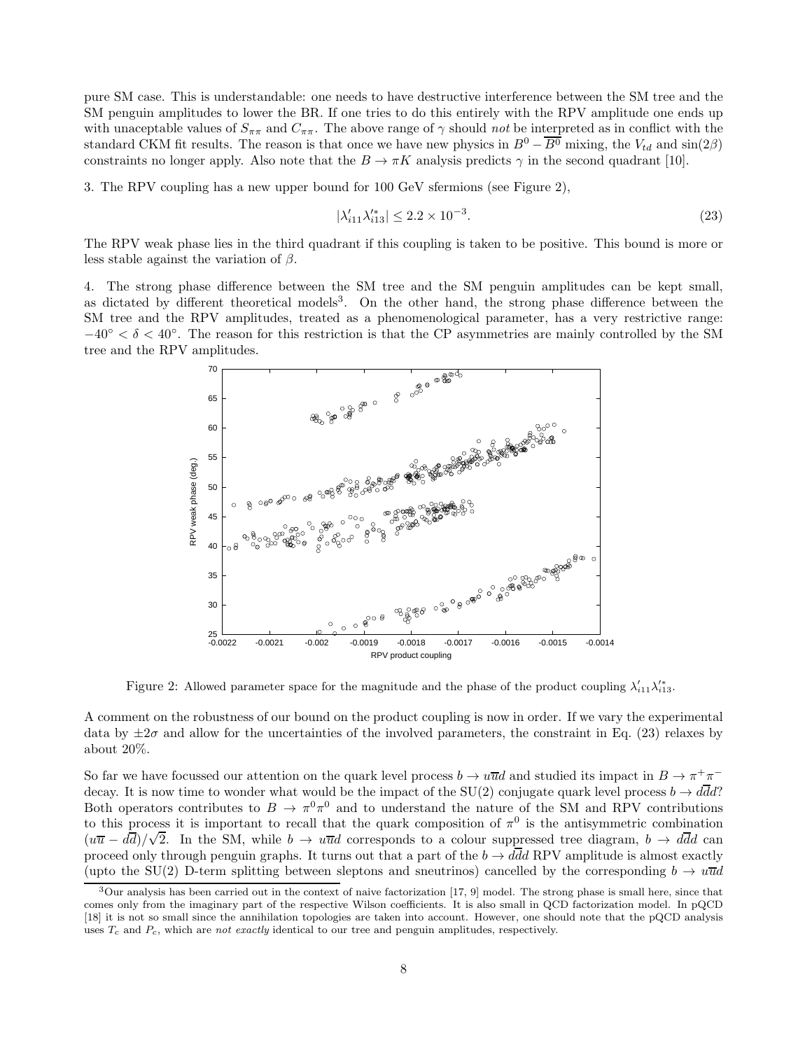pure SM case. This is understandable: one needs to have destructive interference between the SM tree and the SM penguin amplitudes to lower the BR. If one tries to do this entirely with the RPV amplitude one ends up with unaceptable values of $S_{\pi\pi}$ and $C_{\pi\pi}$. The above range of $\gamma$ should *not* be interpreted as in conflict with the standard CKM fit results. The reason is that once we have new physics in $B^0 - \overline{B^0}$ mixing, the $V_{td}$ and $\sin(2\beta)$ constraints no longer apply. Also note that the $B \to \pi K$ analysis predicts $\gamma$ in the second quadrant [10].

3. The RPV coupling has a new upper bound for 100 GeV sfermions (see Figure 2),

$$|\lambda'_{i11}\lambda'^*_{i13}| \leq 2.2 \times 10^{-3}. \tag{23}$$

The RPV weak phase lies in the third quadrant if this coupling is taken to be positive. This bound is more or less stable against the variation of $\beta$.

4. The strong phase difference between the SM tree and the SM penguin amplitudes can be kept small, as dictated by different theoretical models[3]. On the other hand, the strong phase difference between the SM tree and the RPV amplitudes, treated as a phenomenological parameter, has a very restrictive range: $-40^\circ < \delta < 40^\circ$. The reason for this restriction is that the CP asymmetries are mainly controlled by the SM tree and the RPV amplitudes.

Figure 2: Allowed parameter space for the magnitude and the phase of the product coupling $\lambda'_{i11}\lambda'^*_{i13}$.

A comment on the robustness of our bound on the product coupling is now in order. If we vary the experimental data by $\pm 2\sigma$ and allow for the uncertainties of the involved parameters, the constraint in Eq. (23) relaxes by about 20%.

So far we have focussed our attention on the quark level process $b \to u\overline{u}d$ and studied its impact in $B \to \pi^+\pi^-$ decay. It is now time to wonder what would be the impact of the SU(2) conjugate quark level process $b \to d\overline{d}d$? Both operators contributes to $B \to \pi^0\pi^0$ and to understand the nature of the SM and RPV contributions to this process it is important to recall that the quark composition of $\pi^0$ is the antisymmetric combination $(u\overline{u} - d\overline{d})/\sqrt{2}$. In the SM, while $b \to u\overline{u}d$ corresponds to a colour suppressed tree diagram, $b \to d\overline{d}d$ can proceed only through penguin graphs. It turns out that a part of the $b \to d\overline{d}d$ RPV amplitude is almost exactly (upto the SU(2) D-term splitting between sleptons and sneutrinos) cancelled by the corresponding $b \to u\overline{u}d$

[3] Our analysis has been carried out in the context of naive factorization [17, 9] model. The strong phase is small here, since that comes only from the imaginary part of the respective Wilson coefficients. It is also small in QCD factorization model. In pQCD [18] it is not so small since the annihilation topologies are taken into account. However, one should note that the pQCD analysis uses $T_c$ and $P_c$, which are *not exactly* identical to our tree and penguin amplitudes, respectively.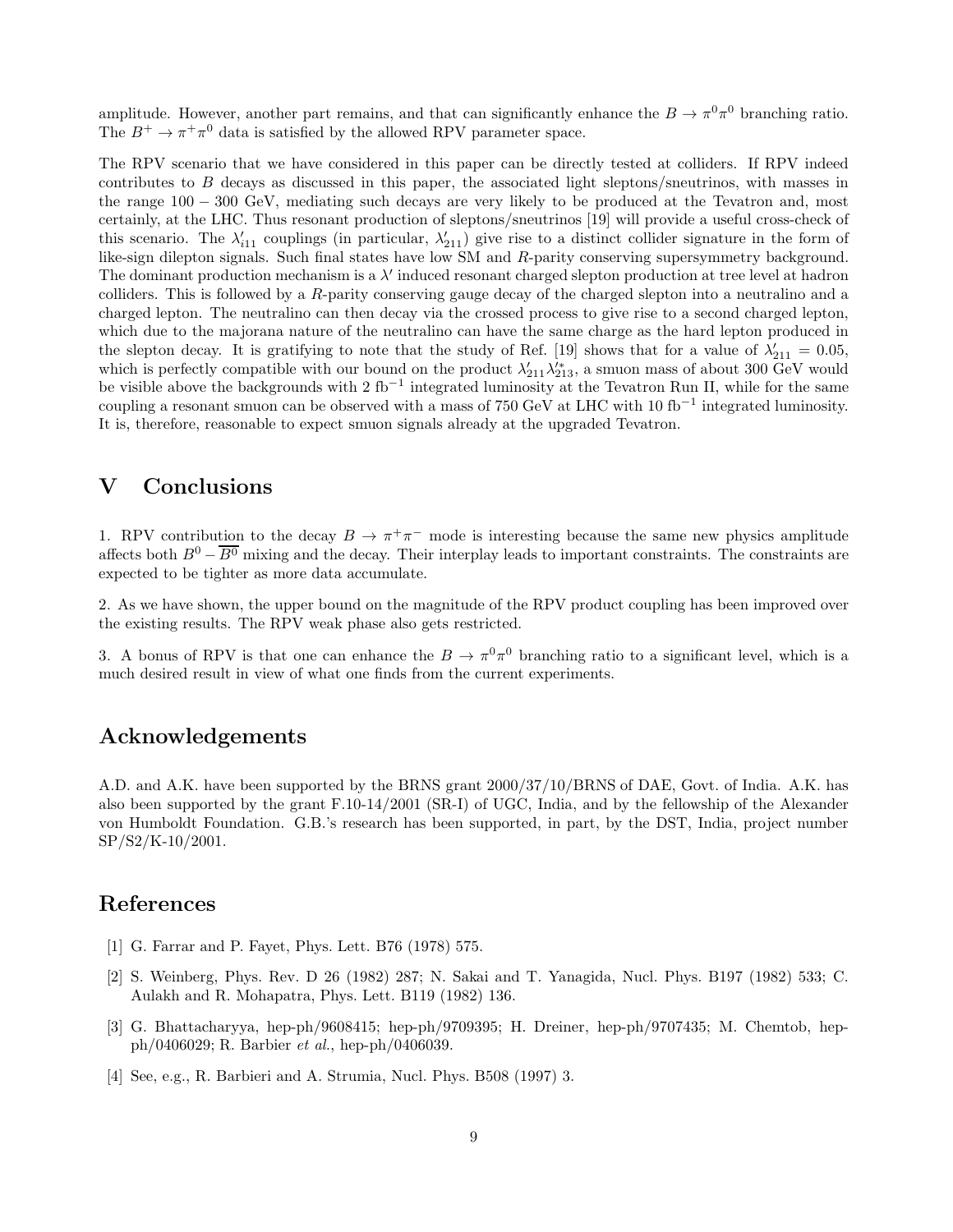amplitude. However, another part remains, and that can significantly enhance the $B \to \pi^0\pi^0$ branching ratio. The $B^+ \to \pi^+\pi^0$ data is satisfied by the allowed RPV parameter space.

The RPV scenario that we have considered in this paper can be directly tested at colliders. If RPV indeed contributes to $B$ decays as discussed in this paper, the associated light sleptons/sneutrinos, with masses in the range $100-300$ GeV, mediating such decays are very likely to be produced at the Tevatron and, most certainly, at the LHC. Thus resonant production of sleptons/sneutrinos [19] will provide a useful cross-check of this scenario. The $\lambda'_{i11}$ couplings (in particular, $\lambda'_{211}$) give rise to a distinct collider signature in the form of like-sign dilepton signals. Such final states have low SM and $R$-parity conserving supersymmetry background. The dominant production mechanism is a $\lambda'$ induced resonant charged slepton production at tree level at hadron colliders. This is followed by a $R$-parity conserving gauge decay of the charged slepton into a neutralino and a charged lepton. The neutralino can then decay via the crossed process to give rise to a second charged lepton, which due to the majorana nature of the neutralino can have the same charge as the hard lepton produced in the slepton decay. It is gratifying to note that the study of Ref. [19] shows that for a value of $\lambda'_{211} = 0.05$, which is perfectly compatible with our bound on the product $\lambda'_{211}\lambda'^*_{213}$, a smuon mass of about 300 GeV would be visible above the backgrounds with 2 fb$^{-1}$ integrated luminosity at the Tevatron Run II, while for the same coupling a resonant smuon can be observed with a mass of 750 GeV at LHC with 10 fb$^{-1}$ integrated luminosity. It is, therefore, reasonable to expect smuon signals already at the upgraded Tevatron.

## V Conclusions

1. RPV contribution to the decay $B \to \pi^+\pi^-$ mode is interesting because the same new physics amplitude affects both $B^0 - \overline{B^0}$ mixing and the decay. Their interplay leads to important constraints. The constraints are expected to be tighter as more data accumulate.

2. As we have shown, the upper bound on the magnitude of the RPV product coupling has been improved over the existing results. The RPV weak phase also gets restricted.

3. A bonus of RPV is that one can enhance the $B \to \pi^0\pi^0$ branching ratio to a significant level, which is a much desired result in view of what one finds from the current experiments.

## Acknowledgements

A.D. and A.K. have been supported by the BRNS grant 2000/37/10/BRNS of DAE, Govt. of India. A.K. has also been supported by the grant F.10-14/2001 (SR-I) of UGC, India, and by the fellowship of the Alexander von Humboldt Foundation. G.B.'s research has been supported, in part, by the DST, India, project number SP/S2/K-10/2001.

## References

[1] G. Farrar and P. Fayet, Phys. Lett. B76 (1978) 575.

[2] S. Weinberg, Phys. Rev. D 26 (1982) 287; N. Sakai and T. Yanagida, Nucl. Phys. B197 (1982) 533; C. Aulakh and R. Mohapatra, Phys. Lett. B119 (1982) 136.

[3] G. Bhattacharyya, hep-ph/9608415; hep-ph/9709395; H. Dreiner, hep-ph/9707435; M. Chemtob, hep-ph/0406029; R. Barbier *et al.*, hep-ph/0406039.

[4] See, e.g., R. Barbieri and A. Strumia, Nucl. Phys. B508 (1997) 3.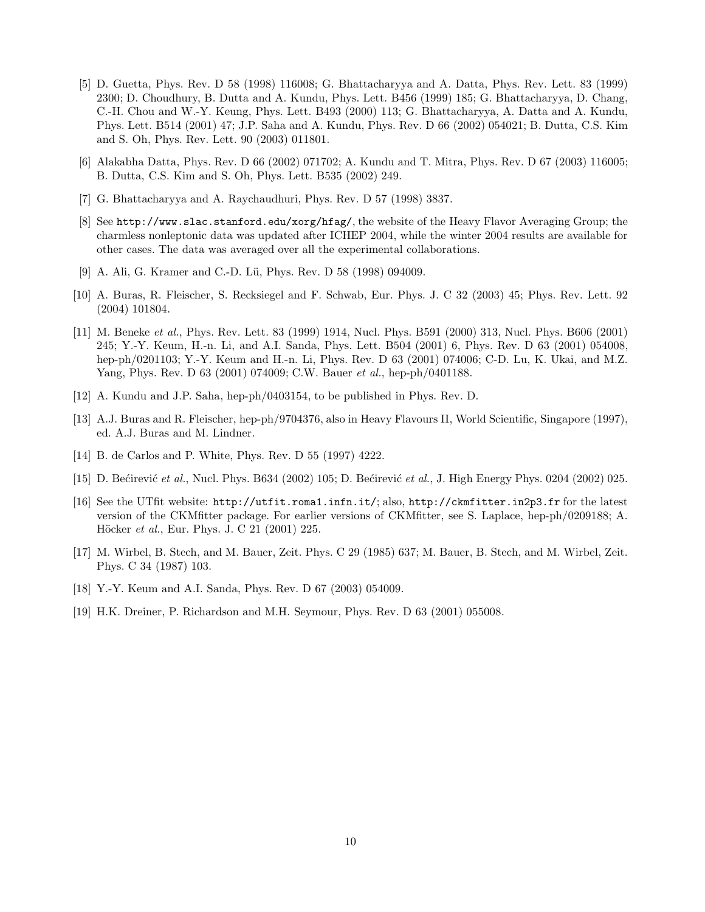[5] D. Guetta, Phys. Rev. D 58 (1998) 116008; G. Bhattacharyya and A. Datta, Phys. Rev. Lett. 83 (1999) 2300; D. Choudhury, B. Dutta and A. Kundu, Phys. Lett. B456 (1999) 185; G. Bhattacharyya, D. Chang, C.-H. Chou and W.-Y. Keung, Phys. Lett. B493 (2000) 113; G. Bhattacharyya, A. Datta and A. Kundu, Phys. Lett. B514 (2001) 47; J.P. Saha and A. Kundu, Phys. Rev. D 66 (2002) 054021; B. Dutta, C.S. Kim and S. Oh, Phys. Rev. Lett. 90 (2003) 011801.

[6] Alakabha Datta, Phys. Rev. D 66 (2002) 071702; A. Kundu and T. Mitra, Phys. Rev. D 67 (2003) 116005; B. Dutta, C.S. Kim and S. Oh, Phys. Lett. B535 (2002) 249.

[7] G. Bhattacharyya and A. Raychaudhuri, Phys. Rev. D 57 (1998) 3837.

[8] See http://www.slac.stanford.edu/xorg/hfag/, the website of the Heavy Flavor Averaging Group; the charmless nonleptonic data was updated after ICHEP 2004, while the winter 2004 results are available for other cases. The data was averaged over all the experimental collaborations.

[9] A. Ali, G. Kramer and C.-D. Lü, Phys. Rev. D 58 (1998) 094009.

[10] A. Buras, R. Fleischer, S. Recksiegel and F. Schwab, Eur. Phys. J. C 32 (2003) 45; Phys. Rev. Lett. 92 (2004) 101804.

[11] M. Beneke *et al.*, Phys. Rev. Lett. 83 (1999) 1914, Nucl. Phys. B591 (2000) 313, Nucl. Phys. B606 (2001) 245; Y.-Y. Keum, H.-n. Li, and A.I. Sanda, Phys. Lett. B504 (2001) 6, Phys. Rev. D 63 (2001) 054008, hep-ph/0201103; Y.-Y. Keum and H.-n. Li, Phys. Rev. D 63 (2001) 074006; C-D. Lu, K. Ukai, and M.Z. Yang, Phys. Rev. D 63 (2001) 074009; C.W. Bauer *et al.*, hep-ph/0401188.

[12] A. Kundu and J.P. Saha, hep-ph/0403154, to be published in Phys. Rev. D.

[13] A.J. Buras and R. Fleischer, hep-ph/9704376, also in Heavy Flavours II, World Scientific, Singapore (1997), ed. A.J. Buras and M. Lindner.

[14] B. de Carlos and P. White, Phys. Rev. D 55 (1997) 4222.

[15] D. Bećirević *et al.*, Nucl. Phys. B634 (2002) 105; D. Bećirević *et al.*, J. High Energy Phys. 0204 (2002) 025.

[16] See the UTfit website: http://utfit.roma1.infn.it/; also, http://ckmfitter.in2p3.fr for the latest version of the CKMfitter package. For earlier versions of CKMfitter, see S. Laplace, hep-ph/0209188; A. Höcker *et al.*, Eur. Phys. J. C 21 (2001) 225.

[17] M. Wirbel, B. Stech, and M. Bauer, Zeit. Phys. C 29 (1985) 637; M. Bauer, B. Stech, and M. Wirbel, Zeit. Phys. C 34 (1987) 103.

[18] Y.-Y. Keum and A.I. Sanda, Phys. Rev. D 67 (2003) 054009.

[19] H.K. Dreiner, P. Richardson and M.H. Seymour, Phys. Rev. D 63 (2001) 055008.